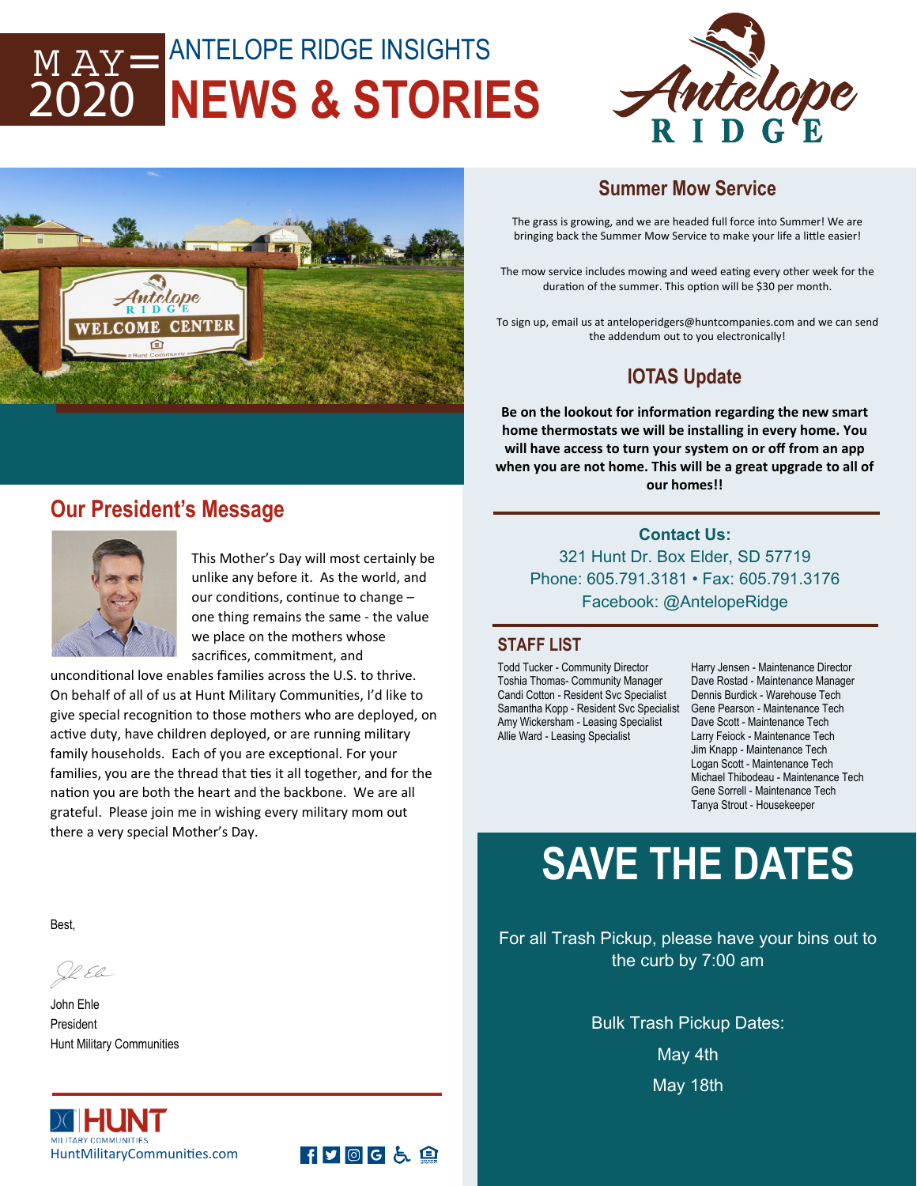# MAY 2020

## ANTELOPE RIDGE INSIGHTS
# NEWS & STORIES

## Our President's Message

This Mother's Day will most certainly be unlike any before it. As the world, and our conditions, continue to change – one thing remains the same - the value we place on the mothers whose sacrifices, commitment, and unconditional love enables families across the U.S. to thrive. On behalf of all of us at Hunt Military Communities, I'd like to give special recognition to those mothers who are deployed, on active duty, have children deployed, or are running military family households. Each of you are exceptional. For your families, you are the thread that ties it all together, and for the nation you are both the heart and the backbone. We are all grateful. Please join me in wishing every military mom out there a very special Mother's Day.

Best,

John Ehle
President
Hunt Military Communities

HuntMilitaryCommunities.com

## Summer Mow Service

The grass is growing, and we are headed full force into Summer! We are bringing back the Summer Mow Service to make your life a little easier!

The mow service includes mowing and weed eating every other week for the duration of the summer. This option will be $30 per month.

To sign up, email us at anteloperidgers@huntcompanies.com and we can send the addendum out to you electronically!

## IOTAS Update

**Be on the lookout for information regarding the new smart home thermostats we will be installing in every home. You will have access to turn your system on or off from an app when you are not home. This will be a great upgrade to all of our homes!!**

**Contact Us:**
321 Hunt Dr. Box Elder, SD 57719
Phone: 605.791.3181 • Fax: 605.791.3176
Facebook: @AntelopeRidge

## STAFF LIST

Todd Tucker - Community Director
Toshia Thomas- Community Manager
Candi Cotton - Resident Svc Specialist
Samantha Kopp - Resident Svc Specialist
Amy Wickersham - Leasing Specialist
Allie Ward - Leasing Specialist

Harry Jensen - Maintenance Director
Dave Rostad - Maintenance Manager
Dennis Burdick - Warehouse Tech
Gene Pearson - Maintenance Tech
Dave Scott - Maintenance Tech
Larry Feiock - Maintenance Tech
Jim Knapp - Maintenance Tech
Logan Scott - Maintenance Tech
Michael Thibodeau - Maintenance Tech
Gene Sorrell - Maintenance Tech
Tanya Strout - Housekeeper

# SAVE THE DATES

For all Trash Pickup, please have your bins out to the curb by 7:00 am

Bulk Trash Pickup Dates:

May 4th

May 18th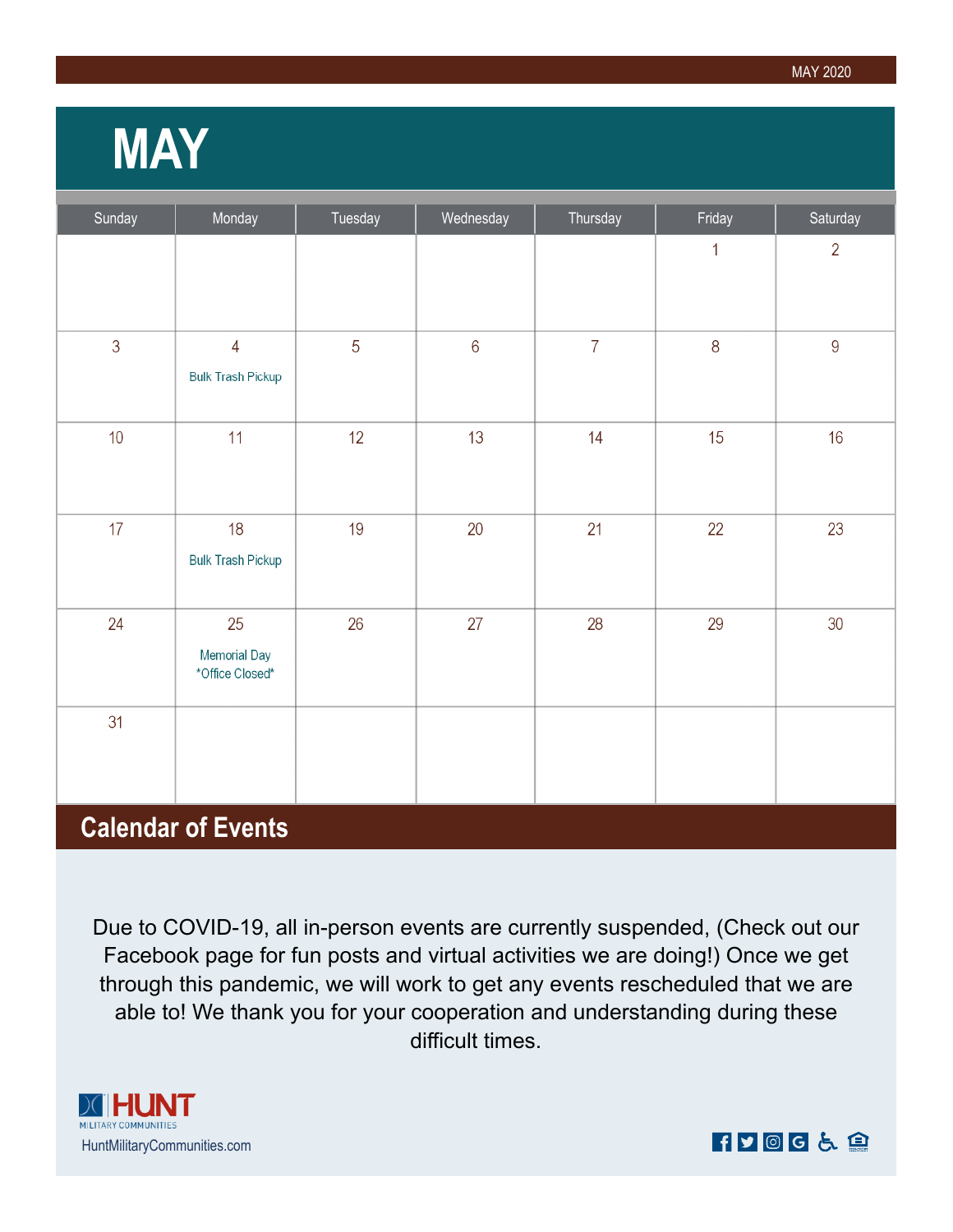# MAY

| Sunday | Monday | Tuesday | Wednesday | Thursday | Friday | Saturday |
|---|---|---|---|---|---|---|
| | | | | | 1 | 2 |
| 3 | 4<br>Bulk Trash Pickup | 5 | 6 | 7 | 8 | 9 |
| 10 | 11 | 12 | 13 | 14 | 15 | 16 |
| 17 | 18<br>Bulk Trash Pickup | 19 | 20 | 21 | 22 | 23 |
| 24 | 25<br>Memorial Day<br>*Office Closed* | 26 | 27 | 28 | 29 | 30 |
| 31 | | | | | | |

## Calendar of Events

Due to COVID-19, all in-person events are currently suspended, (Check out our Facebook page for fun posts and virtual activities we are doing!) Once we get through this pandemic, we will work to get any events rescheduled that we are able to! We thank you for your cooperation and understanding during these difficult times.

HUNT MILITARY COMMUNITIES

HuntMilitaryCommunities.com